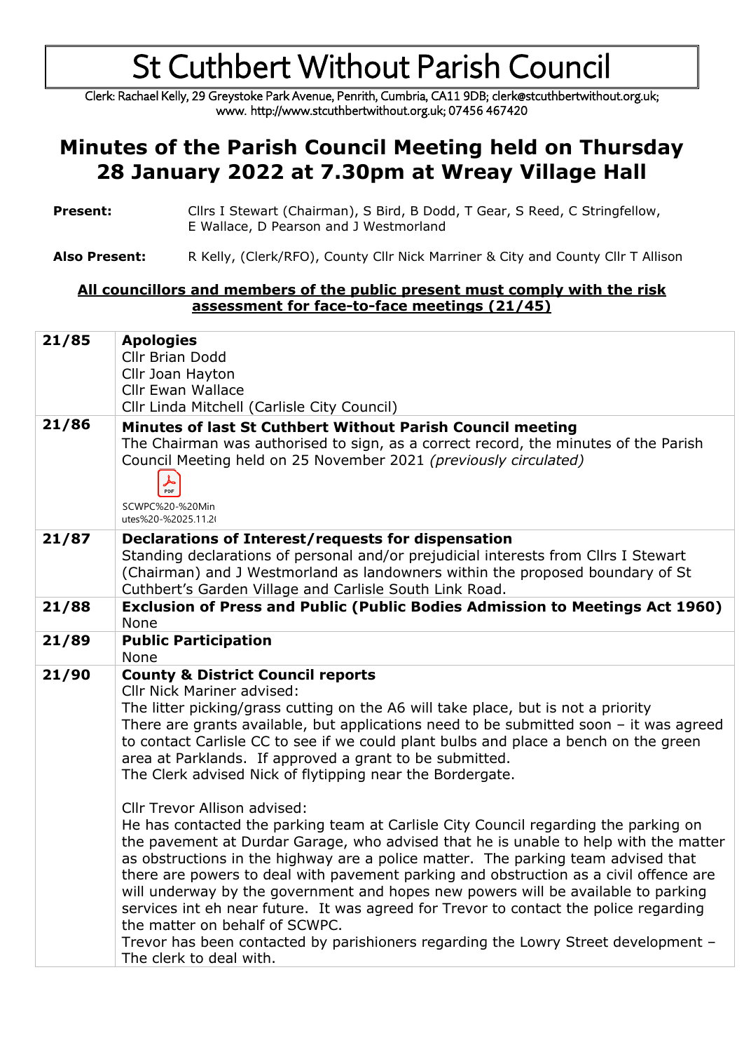# St Cuthbert Without Parish Council

Clerk: Rachael Kelly, 29 Greystoke Park Avenue, Penrith, Cumbria, CA11 9DB; clerk@stcuthbertwithout.org.uk; www. http://www.stcuthbertwithout.org.uk; 07456 467420

## Minutes of the Parish Council Meeting held on Thursday 28 January 2022 at 7.30pm at Wreay Village Hall

**Present:** Cllrs I Stewart (Chairman), S Bird, B Dodd, T Gear, S Reed, C Stringfellow, E Wallace, D Pearson and J Westmorland

**Also Present:** R Kelly, (Clerk/RFO), County Cllr Nick Marriner & City and County Cllr T Allison

**All councillors and members of the public present must comply with the risk assessment for face-to-face meetings (21/45)**

| | |
|---|---|
| **21/85** | **Apologies**<br>Cllr Brian Dodd<br>Cllr Joan Hayton<br>Cllr Ewan Wallace<br>Cllr Linda Mitchell (Carlisle City Council) |
| **21/86** | **Minutes of last St Cuthbert Without Parish Council meeting**<br>The Chairman was authorised to sign, as a correct record, the minutes of the Parish Council Meeting held on 25 November 2021 *(previously circulated)*<br>SCWPC%20-%20Minutes%20-%2025.11.2( |
| **21/87** | **Declarations of Interest/requests for dispensation**<br>Standing declarations of personal and/or prejudicial interests from Cllrs I Stewart (Chairman) and J Westmorland as landowners within the proposed boundary of St Cuthbert's Garden Village and Carlisle South Link Road. |
| **21/88** | **Exclusion of Press and Public (Public Bodies Admission to Meetings Act 1960)**<br>None |
| **21/89** | **Public Participation**<br>None |
| **21/90** | **County & District Council reports**<br>Cllr Nick Mariner advised:<br>The litter picking/grass cutting on the A6 will take place, but is not a priority<br>There are grants available, but applications need to be submitted soon – it was agreed to contact Carlisle CC to see if we could plant bulbs and place a bench on the green area at Parklands. If approved a grant to be submitted.<br>The Clerk advised Nick of flytipping near the Bordergate.<br><br>Cllr Trevor Allison advised:<br>He has contacted the parking team at Carlisle City Council regarding the parking on the pavement at Durdar Garage, who advised that he is unable to help with the matter as obstructions in the highway are a police matter. The parking team advised that there are powers to deal with pavement parking and obstruction as a civil offence are will underway by the government and hopes new powers will be available to parking services int eh near future. It was agreed for Trevor to contact the police regarding the matter on behalf of SCWPC.<br>Trevor has been contacted by parishioners regarding the Lowry Street development – The clerk to deal with. |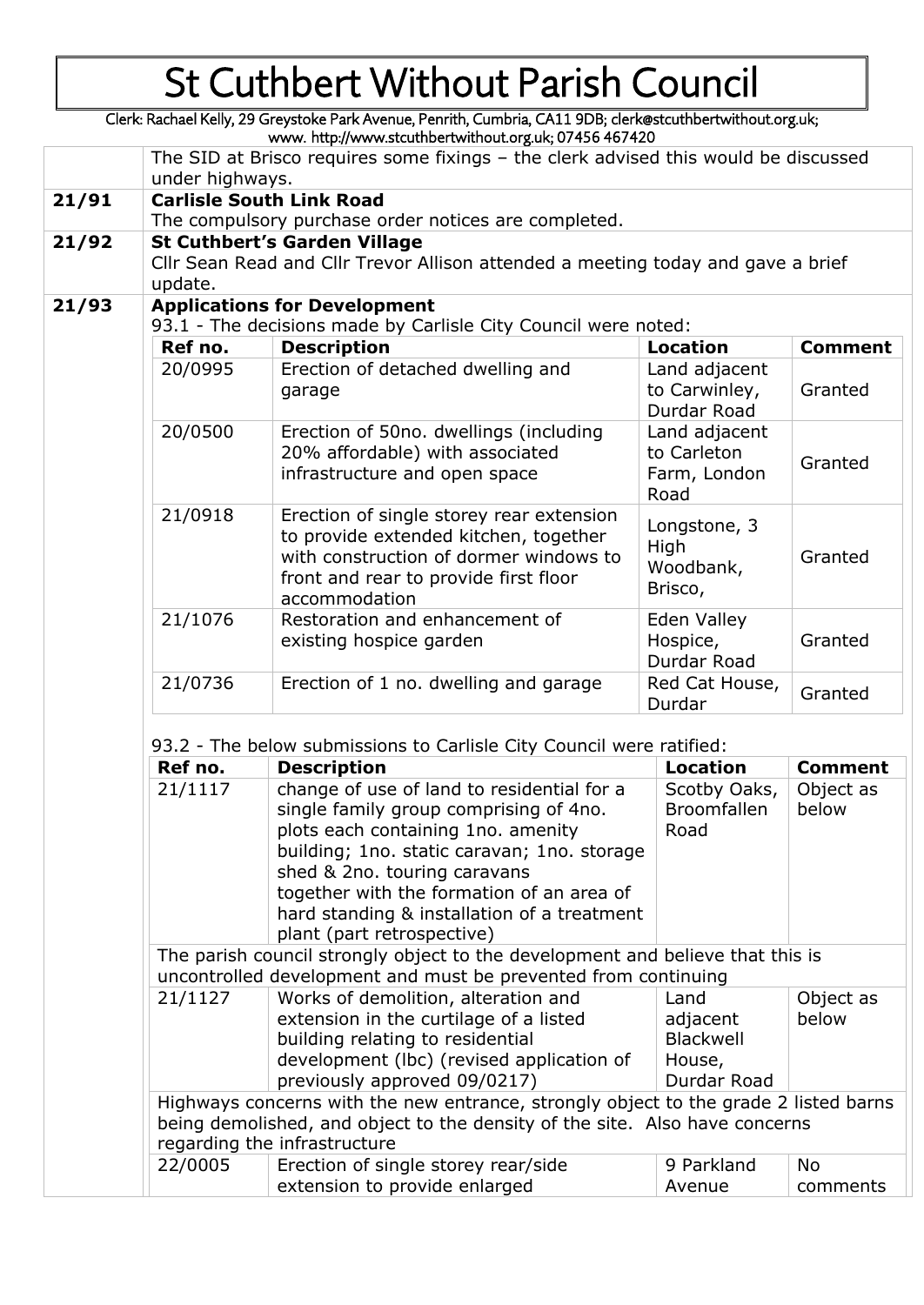# St Cuthbert Without Parish Council

Clerk: Rachael Kelly, 29 Greystoke Park Avenue, Penrith, Cumbria, CA11 9DB; clerk@stcuthbertwithout.org.uk; www. http://www.stcuthbertwithout.org.uk; 07456 467420

The SID at Brisco requires some fixings – the clerk advised this would be discussed under highways.

**21/91 Carlisle South Link Road**

The compulsory purchase order notices are completed.

**21/92 St Cuthbert's Garden Village**

Cllr Sean Read and Cllr Trevor Allison attended a meeting today and gave a brief update.

**21/93 Applications for Development**

93.1 - The decisions made by Carlisle City Council were noted:

| Ref no. | Description | Location | Comment |
|---|---|---|---|
| 20/0995 | Erection of detached dwelling and garage | Land adjacent to Carwinley, Durdar Road | Granted |
| 20/0500 | Erection of 50no. dwellings (including 20% affordable) with associated infrastructure and open space | Land adjacent to Carleton Farm, London Road | Granted |
| 21/0918 | Erection of single storey rear extension to provide extended kitchen, together with construction of dormer windows to front and rear to provide first floor accommodation | Longstone, 3 High Woodbank, Brisco, | Granted |
| 21/1076 | Restoration and enhancement of existing hospice garden | Eden Valley Hospice, Durdar Road | Granted |
| 21/0736 | Erection of 1 no. dwelling and garage | Red Cat House, Durdar | Granted |

93.2 - The below submissions to Carlisle City Council were ratified:

| Ref no. | Description | Location | Comment |
|---|---|---|---|
| 21/1117 | change of use of land to residential for a single family group comprising of 4no. plots each containing 1no. amenity building; 1no. static caravan; 1no. storage shed & 2no. touring caravans together with the formation of an area of hard standing & installation of a treatment plant (part retrospective) | Scotby Oaks, Broomfallen Road | Object as below |
| The parish council strongly object to the development and believe that this is uncontrolled development and must be prevented from continuing | | | |
| 21/1127 | Works of demolition, alteration and extension in the curtilage of a listed building relating to residential development (lbc) (revised application of previously approved 09/0217) | Land adjacent Blackwell House, Durdar Road | Object as below |
| Highways concerns with the new entrance, strongly object to the grade 2 listed barns being demolished, and object to the density of the site. Also have concerns regarding the infrastructure | | | |
| 22/0005 | Erection of single storey rear/side extension to provide enlarged | 9 Parkland Avenue | No comments |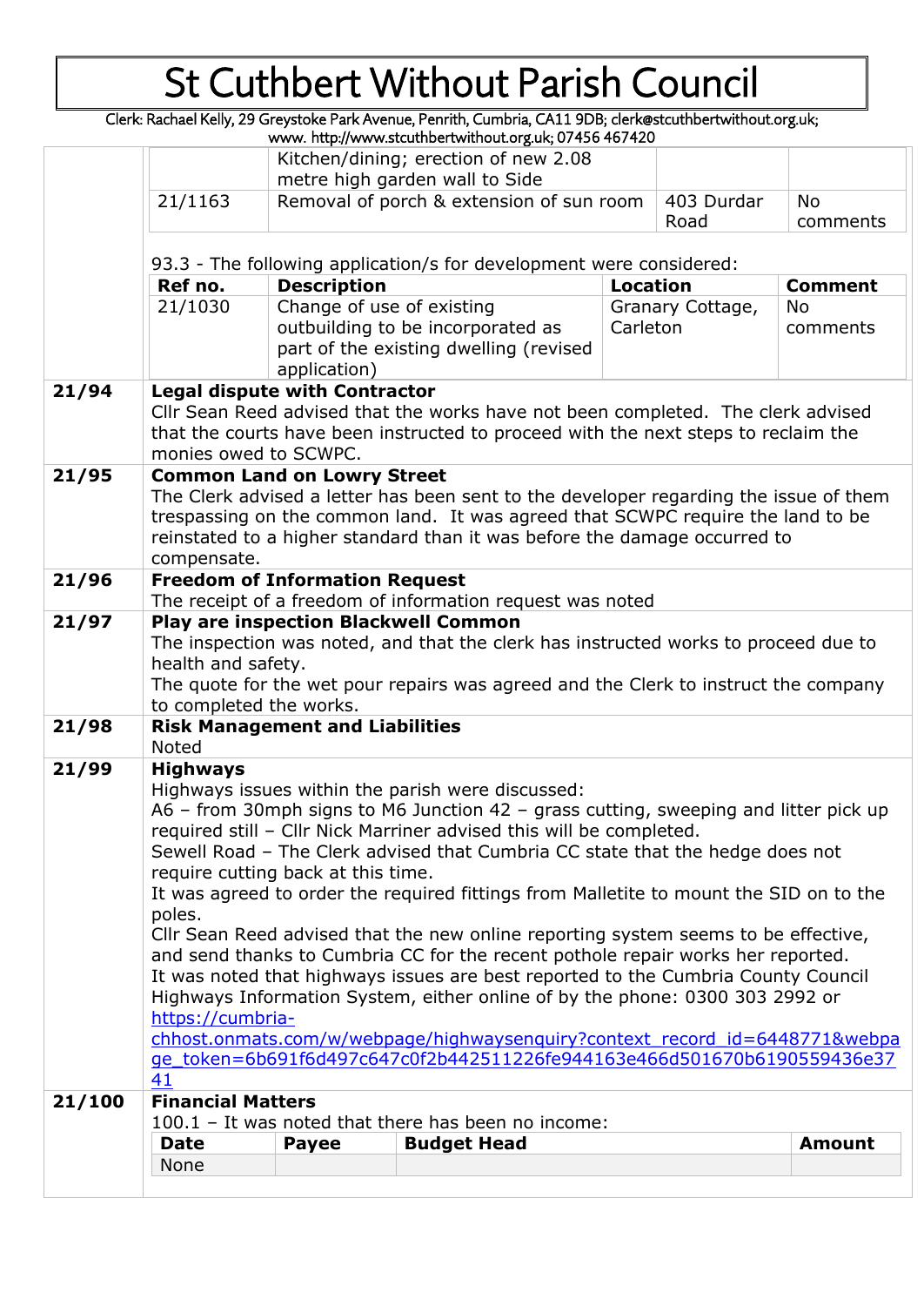# St Cuthbert Without Parish Council

Clerk: Rachael Kelly, 29 Greystoke Park Avenue, Penrith, Cumbria, CA11 9DB; clerk@stcuthbertwithout.org.uk; www. http://www.stcuthbertwithout.org.uk; 07456 467420

| | | | |
|---|---|---|---|
| | Kitchen/dining; erection of new 2.08 metre high garden wall to Side | | |
| 21/1163 | Removal of porch & extension of sun room | 403 Durdar Road | No comments |

93.3 - The following application/s for development were considered:

| Ref no. | Description | Location | Comment |
|---|---|---|---|
| 21/1030 | Change of use of existing outbuilding to be incorporated as part of the existing dwelling (revised application) | Granary Cottage, Carleton | No comments |

**21/94 Legal dispute with Contractor**

Cllr Sean Reed advised that the works have not been completed. The clerk advised that the courts have been instructed to proceed with the next steps to reclaim the monies owed to SCWPC.

**21/95 Common Land on Lowry Street**

The Clerk advised a letter has been sent to the developer regarding the issue of them trespassing on the common land. It was agreed that SCWPC require the land to be reinstated to a higher standard than it was before the damage occurred to compensate.

**21/96 Freedom of Information Request**

The receipt of a freedom of information request was noted

**21/97 Play are inspection Blackwell Common**

The inspection was noted, and that the clerk has instructed works to proceed due to health and safety.

The quote for the wet pour repairs was agreed and the Clerk to instruct the company to completed the works.

**21/98 Risk Management and Liabilities**

Noted

**21/99 Highways**

Highways issues within the parish were discussed:

A6 – from 30mph signs to M6 Junction 42 – grass cutting, sweeping and litter pick up required still – Cllr Nick Marriner advised this will be completed.

Sewell Road – The Clerk advised that Cumbria CC state that the hedge does not require cutting back at this time.

It was agreed to order the required fittings from Malletite to mount the SID on to the poles.

Cllr Sean Reed advised that the new online reporting system seems to be effective, and send thanks to Cumbria CC for the recent pothole repair works her reported.

It was noted that highways issues are best reported to the Cumbria County Council Highways Information System, either online of by the phone: 0300 303 2992 or https://cumbria-chhost.onmats.com/w/webpage/highwaysenquiry?context_record_id=6448771&webpage_token=6b691f6d497c647c0f2b442511226fe944163e466d501670b6190559436e3741

**21/100 Financial Matters**

100.1 – It was noted that there has been no income:

| Date | Payee | Budget Head | Amount |
|---|---|---|---|
| None | | | |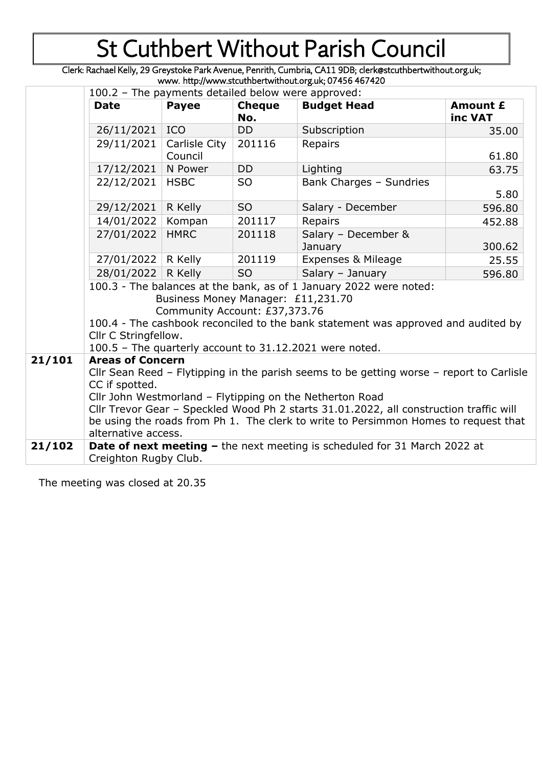# St Cuthbert Without Parish Council

Clerk: Rachael Kelly, 29 Greystoke Park Avenue, Penrith, Cumbria, CA11 9DB; clerk@stcuthbertwithout.org.uk; www. http://www.stcuthbertwithout.org.uk; 07456 467420

100.2 – The payments detailed below were approved:

| Date | Payee | Cheque No. | Budget Head | Amount £ inc VAT |
|---|---|---|---|---|
| 26/11/2021 | ICO | DD | Subscription | 35.00 |
| 29/11/2021 | Carlisle City Council | 201116 | Repairs | 61.80 |
| 17/12/2021 | N Power | DD | Lighting | 63.75 |
| 22/12/2021 | HSBC | SO | Bank Charges – Sundries | 5.80 |
| 29/12/2021 | R Kelly | SO | Salary - December | 596.80 |
| 14/01/2022 | Kompan | 201117 | Repairs | 452.88 |
| 27/01/2022 | HMRC | 201118 | Salary – December & January | 300.62 |
| 27/01/2022 | R Kelly | 201119 | Expenses & Mileage | 25.55 |
| 28/01/2022 | R Kelly | SO | Salary – January | 596.80 |

100.3 - The balances at the bank, as of 1 January 2022 were noted:

Business Money Manager: £11,231.70

Community Account: £37,373.76

100.4 - The cashbook reconciled to the bank statement was approved and audited by Cllr C Stringfellow.

100.5 – The quarterly account to 31.12.2021 were noted.

**21/101 Areas of Concern**

Cllr Sean Reed – Flytipping in the parish seems to be getting worse – report to Carlisle CC if spotted.

Cllr John Westmorland – Flytipping on the Netherton Road

Cllr Trevor Gear – Speckled Wood Ph 2 starts 31.01.2022, all construction traffic will be using the roads from Ph 1. The clerk to write to Persimmon Homes to request that alternative access.

**21/102 Date of next meeting –** the next meeting is scheduled for 31 March 2022 at Creighton Rugby Club.

The meeting was closed at 20.35